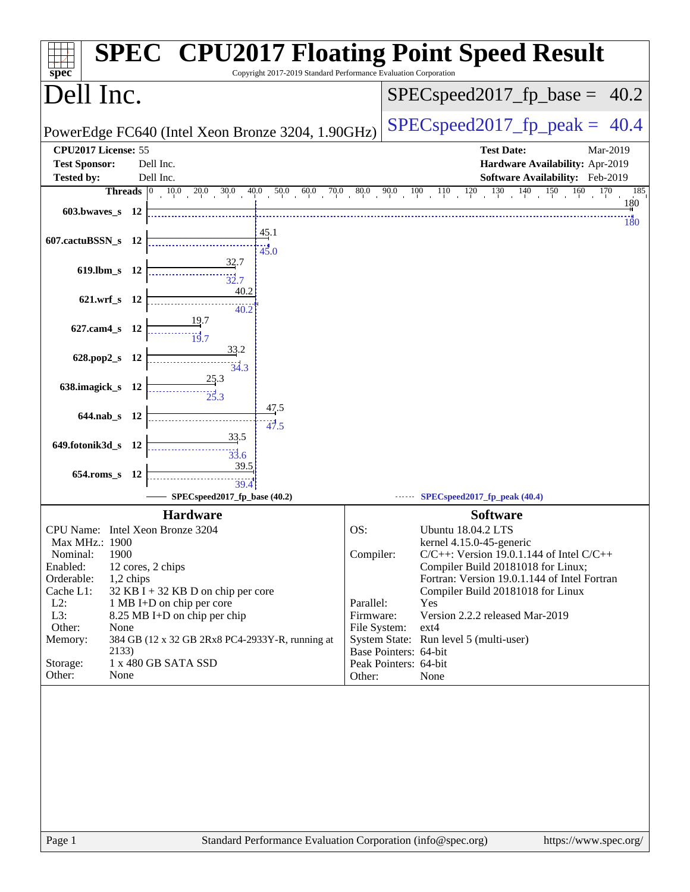# SPEC CPU2017 Floating Point Speed Result

Copyright 2017-2019 Standard Performance Evaluation Corporation

## Dell Inc.

PowerEdge FC640 (Intel Xeon Bronze 3204, 1.90GHz)

SPECspeed2017_fp_base = 40.2

SPECspeed2017_fp_peak = 40.4

**CPU2017 License:** 55
**Test Sponsor:** Dell Inc.
**Tested by:** Dell Inc.

**Test Date:** Mar-2019
**Hardware Availability:** Apr-2019
**Software Availability:** Feb-2019

| Benchmark | Threads | Base | Peak |
|---|---|---|---|
| 603.bwaves_s | 12 | 180 | 180 |
| 607.cactuBSSN_s | 12 | 45.1 | 45.0 |
| 619.lbm_s | 12 | 32.7 | 32.7 |
| 621.wrf_s | 12 | 40.2 | 40.2 |
| 627.cam4_s | 12 | 19.7 | 19.7 |
| 628.pop2_s | 12 | 33.2 | 34.3 |
| 638.imagick_s | 12 | 25.3 | 25.3 |
| 644.nab_s | 12 | 47.5 | 47.5 |
| 649.fotonik3d_s | 12 | 33.5 | 33.6 |
| 654.roms_s | 12 | 39.5 | 39.4 |

SPECspeed2017_fp_base (40.2) — SPECspeed2017_fp_peak (40.4)

### Hardware

| | |
|---|---|
| CPU Name: | Intel Xeon Bronze 3204 |
| Max MHz.: | 1900 |
| Nominal: | 1900 |
| Enabled: | 12 cores, 2 chips |
| Orderable: | 1,2 chips |
| Cache L1: | 32 KB I + 32 KB D on chip per core |
| L2: | 1 MB I+D on chip per core |
| L3: | 8.25 MB I+D on chip per chip |
| Other: | None |
| Memory: | 384 GB (12 x 32 GB 2Rx8 PC4-2933Y-R, running at 2133) |
| Storage: | 1 x 480 GB SATA SSD |
| Other: | None |

### Software

| | |
|---|---|
| OS: | Ubuntu 18.04.2 LTS kernel 4.15.0-45-generic |
| Compiler: | C/C++: Version 19.0.1.144 of Intel C/C++ Compiler Build 20181018 for Linux; Fortran: Version 19.0.1.144 of Intel Fortran Compiler Build 20181018 for Linux |
| Parallel: | Yes |
| Firmware: | Version 2.2.2 released Mar-2019 |
| File System: | ext4 |
| System State: | Run level 5 (multi-user) |
| Base Pointers: | 64-bit |
| Peak Pointers: | 64-bit |
| Other: | None |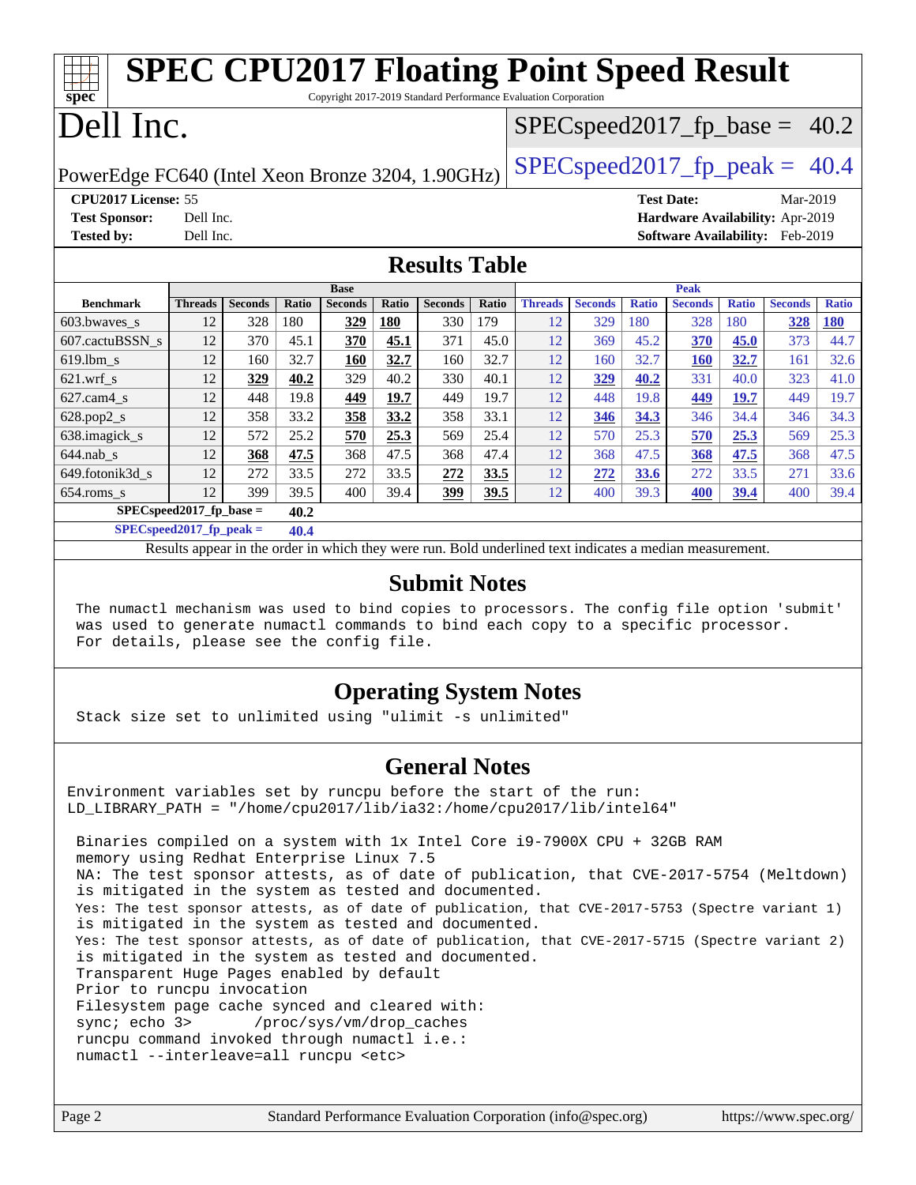# SPEC CPU2017 Floating Point Speed Result

Copyright 2017-2019 Standard Performance Evaluation Corporation

# Dell Inc.

PowerEdge FC640 (Intel Xeon Bronze 3204, 1.90GHz)

SPECspeed2017_fp_base = 40.2

SPECspeed2017_fp_peak = 40.4

**CPU2017 License:** 55
**Test Sponsor:** Dell Inc.
**Tested by:** Dell Inc.

**Test Date:** Mar-2019
**Hardware Availability:** Apr-2019
**Software Availability:** Feb-2019

## Results Table

| | Base | | | | | | | Peak | | | | | | |
|---|---|---|---|---|---|---|---|---|---|---|---|---|---|---|
| **Benchmark** | **Threads** | **Seconds** | **Ratio** | **Seconds** | **Ratio** | **Seconds** | **Ratio** | **Threads** | **Seconds** | **Ratio** | **Seconds** | **Ratio** | **Seconds** | **Ratio** |
| 603.bwaves_s | 12 | 328 | 180 | **329** | **180** | 330 | 179 | 12 | 329 | 180 | 328 | 180 | **328** | **180** |
| 607.cactuBSSN_s | 12 | 370 | 45.1 | **370** | **45.1** | 371 | 45.0 | 12 | 369 | 45.2 | **370** | **45.0** | 373 | 44.7 |
| 619.lbm_s | 12 | 160 | 32.7 | **160** | **32.7** | 160 | 32.7 | 12 | 160 | 32.7 | **160** | **32.7** | 161 | 32.6 |
| 621.wrf_s | 12 | **329** | **40.2** | 329 | 40.2 | 330 | 40.1 | 12 | **329** | **40.2** | 331 | 40.0 | 323 | 41.0 |
| 627.cam4_s | 12 | 448 | 19.8 | **449** | **19.7** | 449 | 19.7 | 12 | 448 | 19.8 | **449** | **19.7** | 449 | 19.7 |
| 628.pop2_s | 12 | 358 | 33.2 | **358** | **33.2** | 358 | 33.1 | 12 | **346** | **34.3** | 346 | 34.4 | 346 | 34.3 |
| 638.imagick_s | 12 | 572 | 25.2 | **570** | **25.3** | 569 | 25.4 | 12 | 570 | 25.3 | **570** | **25.3** | 569 | 25.3 |
| 644.nab_s | 12 | **368** | **47.5** | 368 | 47.5 | 368 | 47.4 | 12 | 368 | 47.5 | **368** | **47.5** | 368 | 47.5 |
| 649.fotonik3d_s | 12 | 272 | 33.5 | 272 | 33.5 | **272** | **33.5** | 12 | **272** | **33.6** | 272 | 33.5 | 271 | 33.6 |
| 654.roms_s | 12 | 399 | 39.5 | 400 | 39.4 | **399** | **39.5** | 12 | 400 | 39.3 | **400** | **39.4** | 400 | 39.4 |

**SPECspeed2017_fp_base = 40.2**

**SPECspeed2017_fp_peak = 40.4**

Results appear in the order in which they were run. Bold underlined text indicates a median measurement.

## Submit Notes

```
The numactl mechanism was used to bind copies to processors. The config file option 'submit'
was used to generate numactl commands to bind each copy to a specific processor.
For details, please see the config file.
```

## Operating System Notes

```
Stack size set to unlimited using "ulimit -s unlimited"
```

## General Notes

```
Environment variables set by runcpu before the start of the run:
LD_LIBRARY_PATH = "/home/cpu2017/lib/ia32:/home/cpu2017/lib/intel64"

Binaries compiled on a system with 1x Intel Core i9-7900X CPU + 32GB RAM
memory using Redhat Enterprise Linux 7.5
NA: The test sponsor attests, as of date of publication, that CVE-2017-5754 (Meltdown)
is mitigated in the system as tested and documented.
Yes: The test sponsor attests, as of date of publication, that CVE-2017-5753 (Spectre variant 1)
is mitigated in the system as tested and documented.
Yes: The test sponsor attests, as of date of publication, that CVE-2017-5715 (Spectre variant 2)
is mitigated in the system as tested and documented.
Transparent Huge Pages enabled by default
Prior to runcpu invocation
Filesystem page cache synced and cleared with:
sync; echo 3>       /proc/sys/vm/drop_caches
runcpu command invoked through numactl i.e.:
numactl --interleave=all runcpu <etc>
```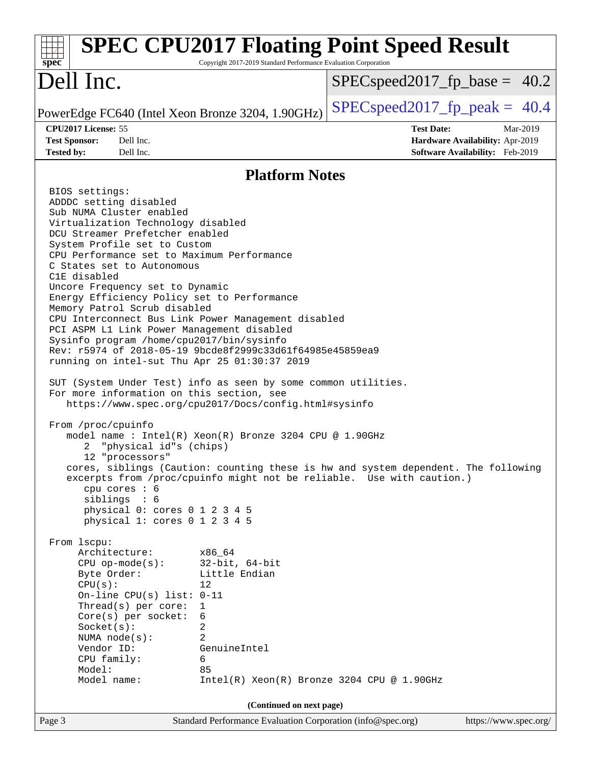## Platform Notes

```
BIOS settings:
ADDDC setting disabled
Sub NUMA Cluster enabled
Virtualization Technology disabled
DCU Streamer Prefetcher enabled
System Profile set to Custom
CPU Performance set to Maximum Performance
C States set to Autonomous
C1E disabled
Uncore Frequency set to Dynamic
Energy Efficiency Policy set to Performance
Memory Patrol Scrub disabled
CPU Interconnect Bus Link Power Management disabled
PCI ASPM L1 Link Power Management disabled
Sysinfo program /home/cpu2017/bin/sysinfo
Rev: r5974 of 2018-05-19 9bcde8f2999c33d61f64985e45859ea9
running on intel-sut Thu Apr 25 01:30:37 2019

SUT (System Under Test) info as seen by some common utilities.
For more information on this section, see
   https://www.spec.org/cpu2017/Docs/config.html#sysinfo

From /proc/cpuinfo
   model name : Intel(R) Xeon(R) Bronze 3204 CPU @ 1.90GHz
      2  "physical id"s (chips)
      12 "processors"
   cores, siblings (Caution: counting these is hw and system dependent. The following
   excerpts from /proc/cpuinfo might not be reliable.  Use with caution.)
      cpu cores : 6
      siblings  : 6
      physical 0: cores 0 1 2 3 4 5
      physical 1: cores 0 1 2 3 4 5

From lscpu:
     Architecture:        x86_64
     CPU op-mode(s):      32-bit, 64-bit
     Byte Order:          Little Endian
     CPU(s):              12
     On-line CPU(s) list: 0-11
     Thread(s) per core:  1
     Core(s) per socket:  6
     Socket(s):           2
     NUMA node(s):        2
     Vendor ID:           GenuineIntel
     CPU family:          6
     Model:               85
     Model name:          Intel(R) Xeon(R) Bronze 3204 CPU @ 1.90GHz
```

(Continued on next page)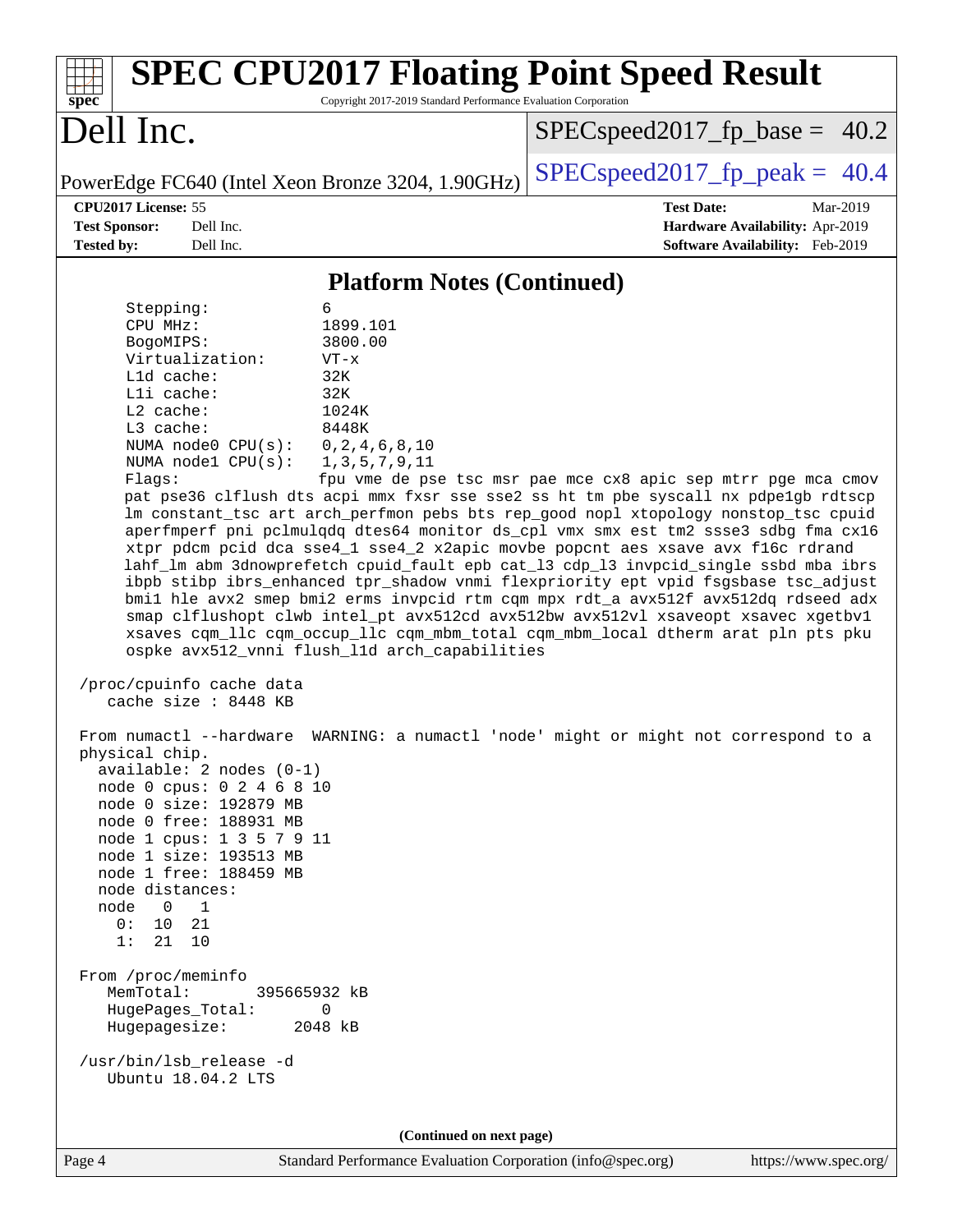## Platform Notes (Continued)

```
      Stepping:              6
      CPU MHz:               1899.101
      BogoMIPS:              3800.00
      Virtualization:        VT-x
      L1d cache:             32K
      L1i cache:             32K
      L2 cache:              1024K
      L3 cache:              8448K
      NUMA node0 CPU(s):     0,2,4,6,8,10
      NUMA node1 CPU(s):     1,3,5,7,9,11
      Flags:                 fpu vme de pse tsc msr pae mce cx8 apic sep mtrr pge mca cmov
      pat pse36 clflush dts acpi mmx fxsr sse sse2 ss ht tm pbe syscall nx pdpe1gb rdtscp
      lm constant_tsc art arch_perfmon pebs bts rep_good nopl xtopology nonstop_tsc cpuid
      aperfmperf pni pclmulqdq dtes64 monitor ds_cpl vmx smx est tm2 ssse3 sdbg fma cx16
      xtpr pdcm pcid dca sse4_1 sse4_2 x2apic movbe popcnt aes xsave avx f16c rdrand
      lahf_lm abm 3dnowprefetch cpuid_fault epb cat_l3 cdp_l3 invpcid_single ssbd mba ibrs
      ibpb stibp ibrs_enhanced tpr_shadow vnmi flexpriority ept vpid fsgsbase tsc_adjust
      bmi1 hle avx2 smep bmi2 erms invpcid rtm cqm mpx rdt_a avx512f avx512dq rdseed adx
      smap clflushopt clwb intel_pt avx512cd avx512bw avx512vl xsaveopt xsavec xgetbv1
      xsaves cqm_llc cqm_occup_llc cqm_mbm_total cqm_mbm_local dtherm arat pln pts pku
      ospke avx512_vnni flush_l1d arch_capabilities

 /proc/cpuinfo cache data
    cache size : 8448 KB

 From numactl --hardware  WARNING: a numactl 'node' might or might not correspond to a
 physical chip.
   available: 2 nodes (0-1)
   node 0 cpus: 0 2 4 6 8 10
   node 0 size: 192879 MB
   node 0 free: 188931 MB
   node 1 cpus: 1 3 5 7 9 11
   node 1 size: 193513 MB
   node 1 free: 188459 MB
   node distances:
   node   0   1
     0:  10  21
     1:  21  10

 From /proc/meminfo
    MemTotal:       395665932 kB
    HugePages_Total:       0
    Hugepagesize:       2048 kB

 /usr/bin/lsb_release -d
    Ubuntu 18.04.2 LTS
```

(Continued on next page)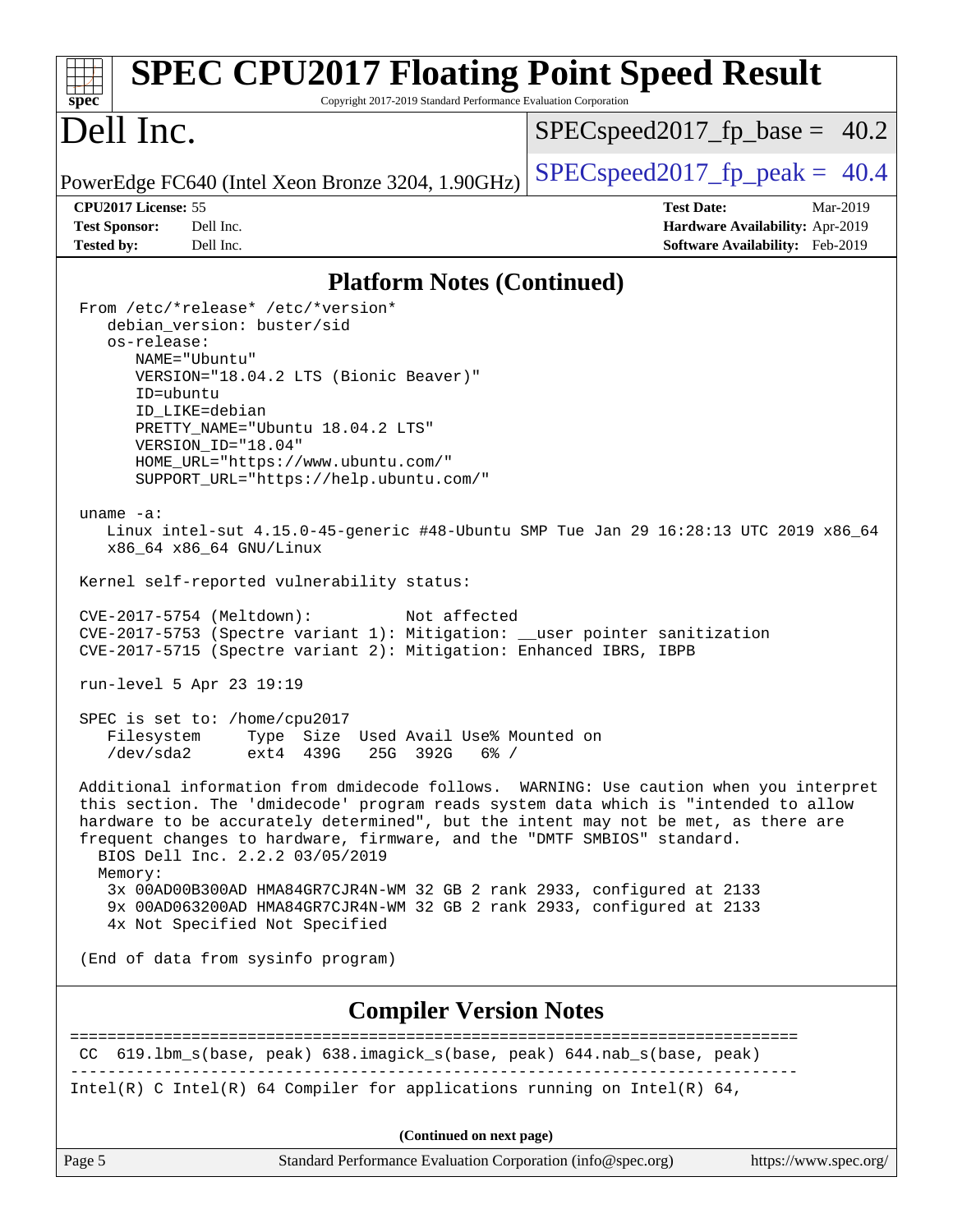## Platform Notes (Continued)

```
From /etc/*release* /etc/*version*
   debian_version: buster/sid
   os-release:
      NAME="Ubuntu"
      VERSION="18.04.2 LTS (Bionic Beaver)"
      ID=ubuntu
      ID_LIKE=debian
      PRETTY_NAME="Ubuntu 18.04.2 LTS"
      VERSION_ID="18.04"
      HOME_URL="https://www.ubuntu.com/"
      SUPPORT_URL="https://help.ubuntu.com/"

uname -a:
   Linux intel-sut 4.15.0-45-generic #48-Ubuntu SMP Tue Jan 29 16:28:13 UTC 2019 x86_64
   x86_64 x86_64 GNU/Linux

Kernel self-reported vulnerability status:

CVE-2017-5754 (Meltdown):          Not affected
CVE-2017-5753 (Spectre variant 1): Mitigation: __user pointer sanitization
CVE-2017-5715 (Spectre variant 2): Mitigation: Enhanced IBRS, IBPB

run-level 5 Apr 23 19:19

SPEC is set to: /home/cpu2017
   Filesystem     Type  Size  Used Avail Use% Mounted on
   /dev/sda2      ext4  439G   25G  392G   6% /

Additional information from dmidecode follows.  WARNING: Use caution when you interpret
this section. The 'dmidecode' program reads system data which is "intended to allow
hardware to be accurately determined", but the intent may not be met, as there are
frequent changes to hardware, firmware, and the "DMTF SMBIOS" standard.
  BIOS Dell Inc. 2.2.2 03/05/2019
  Memory:
   3x 00AD00B300AD HMA84GR7CJR4N-WM 32 GB 2 rank 2933, configured at 2133
   9x 00AD063200AD HMA84GR7CJR4N-WM 32 GB 2 rank 2933, configured at 2133
   4x Not Specified Not Specified

(End of data from sysinfo program)
```

## Compiler Version Notes

```
==============================================================================
 CC  619.lbm_s(base, peak) 638.imagick_s(base, peak) 644.nab_s(base, peak)
------------------------------------------------------------------------------
Intel(R) C Intel(R) 64 Compiler for applications running on Intel(R) 64,
```

(Continued on next page)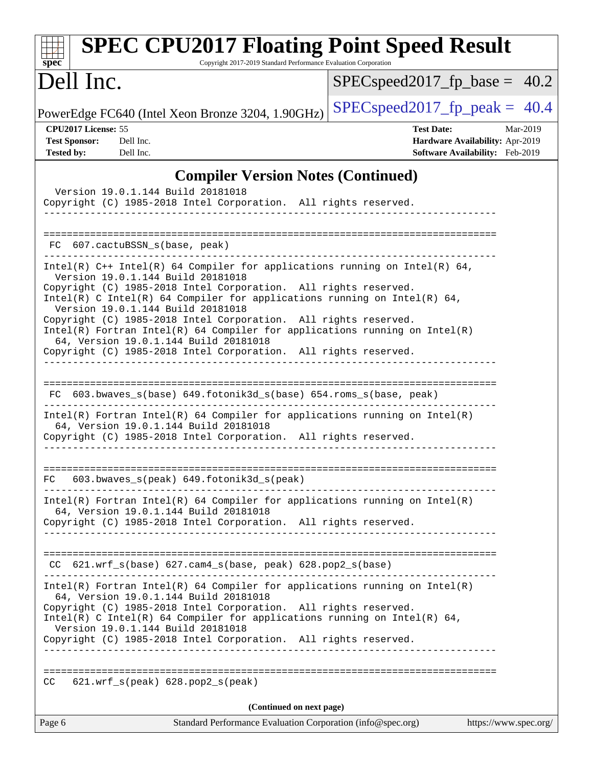## Compiler Version Notes (Continued)

```
  Version 19.0.1.144 Build 20181018
Copyright (C) 1985-2018 Intel Corporation.  All rights reserved.
------------------------------------------------------------------------------

==============================================================================
 FC  607.cactuBSSN_s(base, peak)
------------------------------------------------------------------------------
Intel(R) C++ Intel(R) 64 Compiler for applications running on Intel(R) 64,
  Version 19.0.1.144 Build 20181018
Copyright (C) 1985-2018 Intel Corporation.  All rights reserved.
Intel(R) C Intel(R) 64 Compiler for applications running on Intel(R) 64,
  Version 19.0.1.144 Build 20181018
Copyright (C) 1985-2018 Intel Corporation.  All rights reserved.
Intel(R) Fortran Intel(R) 64 Compiler for applications running on Intel(R)
  64, Version 19.0.1.144 Build 20181018
Copyright (C) 1985-2018 Intel Corporation.  All rights reserved.
------------------------------------------------------------------------------

==============================================================================
 FC  603.bwaves_s(base) 649.fotonik3d_s(base) 654.roms_s(base, peak)
------------------------------------------------------------------------------
Intel(R) Fortran Intel(R) 64 Compiler for applications running on Intel(R)
  64, Version 19.0.1.144 Build 20181018
Copyright (C) 1985-2018 Intel Corporation.  All rights reserved.
------------------------------------------------------------------------------

==============================================================================
FC   603.bwaves_s(peak) 649.fotonik3d_s(peak)
------------------------------------------------------------------------------
Intel(R) Fortran Intel(R) 64 Compiler for applications running on Intel(R)
  64, Version 19.0.1.144 Build 20181018
Copyright (C) 1985-2018 Intel Corporation.  All rights reserved.
------------------------------------------------------------------------------

==============================================================================
 CC  621.wrf_s(base) 627.cam4_s(base, peak) 628.pop2_s(base)
------------------------------------------------------------------------------
Intel(R) Fortran Intel(R) 64 Compiler for applications running on Intel(R)
  64, Version 19.0.1.144 Build 20181018
Copyright (C) 1985-2018 Intel Corporation.  All rights reserved.
Intel(R) C Intel(R) 64 Compiler for applications running on Intel(R) 64,
  Version 19.0.1.144 Build 20181018
Copyright (C) 1985-2018 Intel Corporation.  All rights reserved.
------------------------------------------------------------------------------

==============================================================================
CC   621.wrf_s(peak) 628.pop2_s(peak)
```

**(Continued on next page)**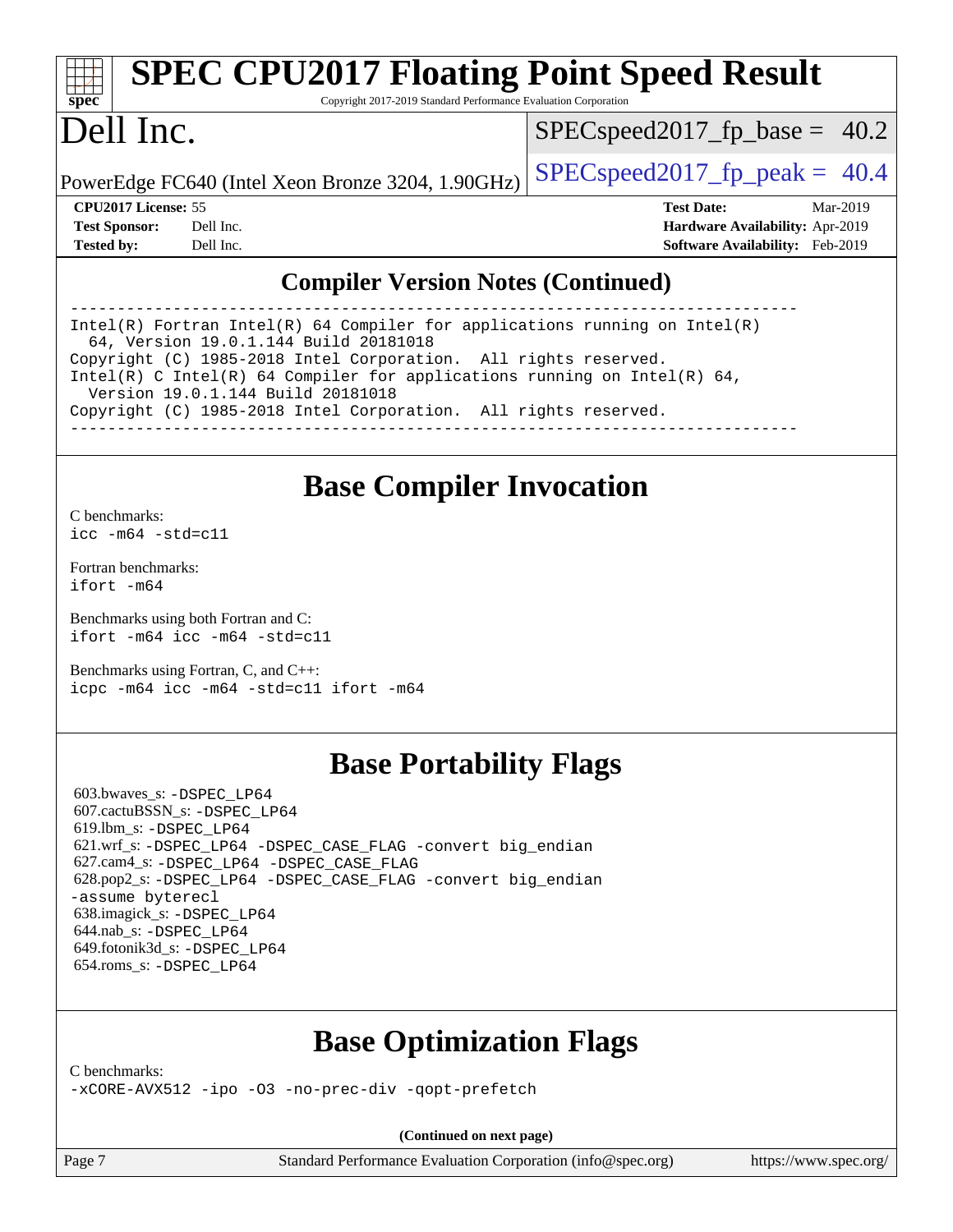# SPEC CPU2017 Floating Point Speed Result

Copyright 2017-2019 Standard Performance Evaluation Corporation

# Dell Inc.

PowerEdge FC640 (Intel Xeon Bronze 3204, 1.90GHz)

SPECspeed2017_fp_base = 40.2

SPECspeed2017_fp_peak = 40.4

**CPU2017 License:** 55
**Test Sponsor:** Dell Inc.
**Tested by:** Dell Inc.

**Test Date:** Mar-2019
**Hardware Availability:** Apr-2019
**Software Availability:** Feb-2019

## Compiler Version Notes (Continued)

```
==============================================================================
Intel(R) Fortran Intel(R) 64 Compiler for applications running on Intel(R)
  64, Version 19.0.1.144 Build 20181018
Copyright (C) 1985-2018 Intel Corporation.  All rights reserved.
Intel(R) C Intel(R) 64 Compiler for applications running on Intel(R) 64,
  Version 19.0.1.144 Build 20181018
Copyright (C) 1985-2018 Intel Corporation.  All rights reserved.
------------------------------------------------------------------------------
```

## Base Compiler Invocation

C benchmarks:
`icc -m64 -std=c11`

Fortran benchmarks:
`ifort -m64`

Benchmarks using both Fortran and C:
`ifort -m64 icc -m64 -std=c11`

Benchmarks using Fortran, C, and C++:
`icpc -m64 icc -m64 -std=c11 ifort -m64`

## Base Portability Flags

603.bwaves_s: `-DSPEC_LP64`
607.cactuBSSN_s: `-DSPEC_LP64`
619.lbm_s: `-DSPEC_LP64`
621.wrf_s: `-DSPEC_LP64 -DSPEC_CASE_FLAG -convert big_endian`
627.cam4_s: `-DSPEC_LP64 -DSPEC_CASE_FLAG`
628.pop2_s: `-DSPEC_LP64 -DSPEC_CASE_FLAG -convert big_endian -assume byterecl`
638.imagick_s: `-DSPEC_LP64`
644.nab_s: `-DSPEC_LP64`
649.fotonik3d_s: `-DSPEC_LP64`
654.roms_s: `-DSPEC_LP64`

## Base Optimization Flags

C benchmarks:
`-xCORE-AVX512 -ipo -O3 -no-prec-div -qopt-prefetch`

**(Continued on next page)**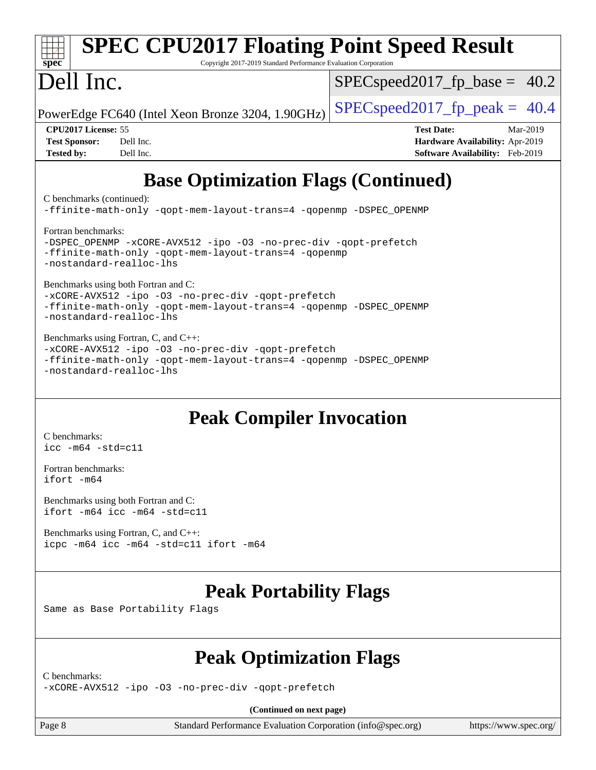# SPEC CPU2017 Floating Point Speed Result

Copyright 2017-2019 Standard Performance Evaluation Corporation

# Dell Inc.

PowerEdge FC640 (Intel Xeon Bronze 3204, 1.90GHz)

SPECspeed2017_fp_base = 40.2

SPECspeed2017_fp_peak = 40.4

**CPU2017 License:** 55
**Test Sponsor:** Dell Inc.
**Tested by:** Dell Inc.

**Test Date:** Mar-2019
**Hardware Availability:** Apr-2019
**Software Availability:** Feb-2019

## Base Optimization Flags (Continued)

C benchmarks (continued):
```
-ffinite-math-only -qopt-mem-layout-trans=4 -qopenmp -DSPEC_OPENMP
```

Fortran benchmarks:
```
-DSPEC_OPENMP -xCORE-AVX512 -ipo -O3 -no-prec-div -qopt-prefetch
-ffinite-math-only -qopt-mem-layout-trans=4 -qopenmp
-nostandard-realloc-lhs
```

Benchmarks using both Fortran and C:
```
-xCORE-AVX512 -ipo -O3 -no-prec-div -qopt-prefetch
-ffinite-math-only -qopt-mem-layout-trans=4 -qopenmp -DSPEC_OPENMP
-nostandard-realloc-lhs
```

Benchmarks using Fortran, C, and C++:
```
-xCORE-AVX512 -ipo -O3 -no-prec-div -qopt-prefetch
-ffinite-math-only -qopt-mem-layout-trans=4 -qopenmp -DSPEC_OPENMP
-nostandard-realloc-lhs
```

## Peak Compiler Invocation

C benchmarks:
```
icc -m64 -std=c11
```

Fortran benchmarks:
```
ifort -m64
```

Benchmarks using both Fortran and C:
```
ifort -m64 icc -m64 -std=c11
```

Benchmarks using Fortran, C, and C++:
```
icpc -m64 icc -m64 -std=c11 ifort -m64
```

## Peak Portability Flags

Same as Base Portability Flags

## Peak Optimization Flags

C benchmarks:
```
-xCORE-AVX512 -ipo -O3 -no-prec-div -qopt-prefetch
```

**(Continued on next page)**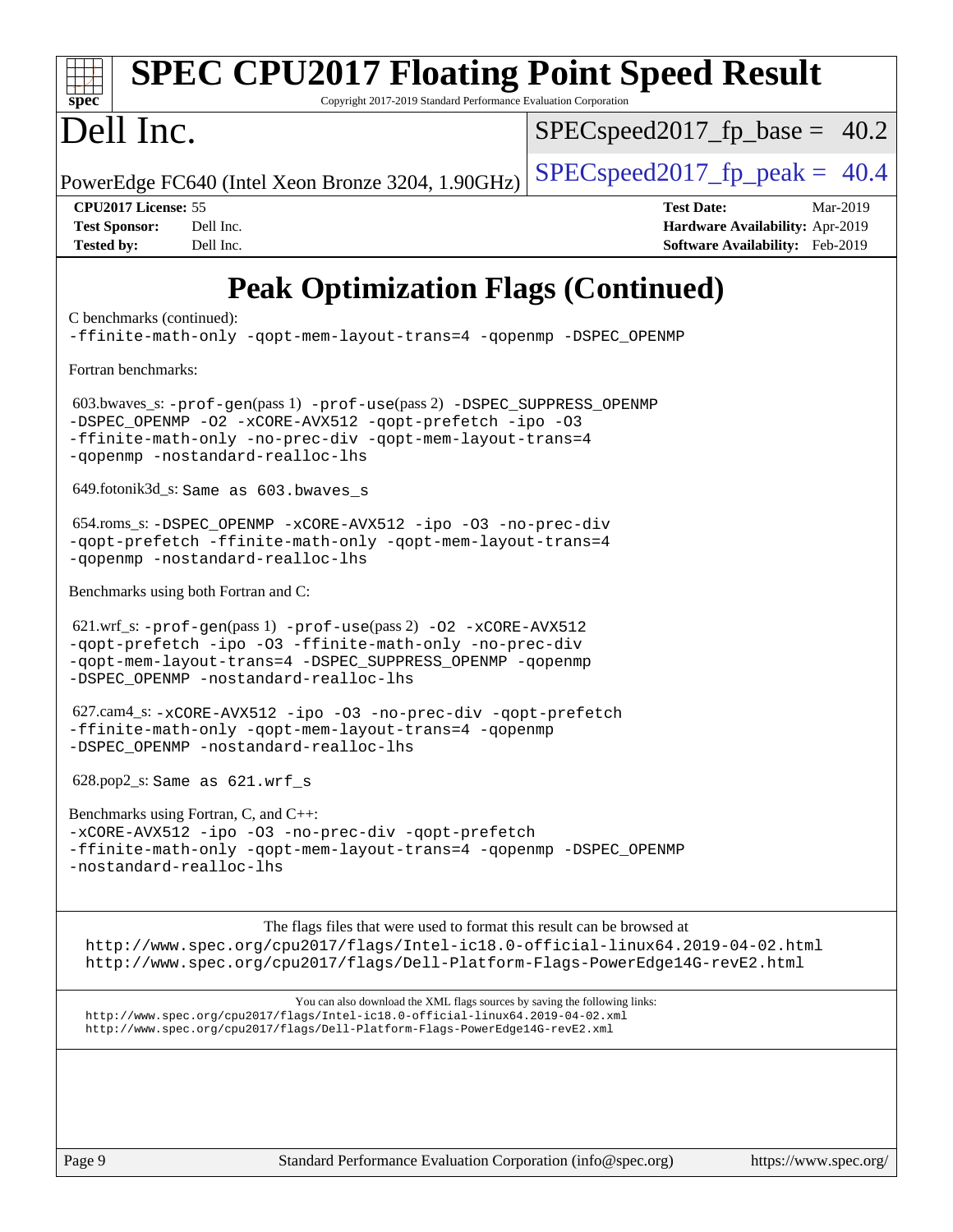# SPEC CPU2017 Floating Point Speed Result

Copyright 2017-2019 Standard Performance Evaluation Corporation

# Dell Inc.

PowerEdge FC640 (Intel Xeon Bronze 3204, 1.90GHz)

SPECspeed2017_fp_base = 40.2

SPECspeed2017_fp_peak = 40.4

**CPU2017 License:** 55
**Test Sponsor:** Dell Inc.
**Tested by:** Dell Inc.

**Test Date:** Mar-2019
**Hardware Availability:** Apr-2019
**Software Availability:** Feb-2019

## Peak Optimization Flags (Continued)

C benchmarks (continued):
-ffinite-math-only -qopt-mem-layout-trans=4 -qopenmp -DSPEC_OPENMP

Fortran benchmarks:

603.bwaves_s: -prof-gen(pass 1) -prof-use(pass 2) -DSPEC_SUPPRESS_OPENMP -DSPEC_OPENMP -O2 -xCORE-AVX512 -qopt-prefetch -ipo -O3 -ffinite-math-only -no-prec-div -qopt-mem-layout-trans=4 -qopenmp -nostandard-realloc-lhs

649.fotonik3d_s: Same as 603.bwaves_s

654.roms_s: -DSPEC_OPENMP -xCORE-AVX512 -ipo -O3 -no-prec-div -qopt-prefetch -ffinite-math-only -qopt-mem-layout-trans=4 -qopenmp -nostandard-realloc-lhs

Benchmarks using both Fortran and C:

621.wrf_s: -prof-gen(pass 1) -prof-use(pass 2) -O2 -xCORE-AVX512 -qopt-prefetch -ipo -O3 -ffinite-math-only -no-prec-div -qopt-mem-layout-trans=4 -DSPEC_SUPPRESS_OPENMP -qopenmp -DSPEC_OPENMP -nostandard-realloc-lhs

627.cam4_s: -xCORE-AVX512 -ipo -O3 -no-prec-div -qopt-prefetch -ffinite-math-only -qopt-mem-layout-trans=4 -qopenmp -DSPEC_OPENMP -nostandard-realloc-lhs

628.pop2_s: Same as 621.wrf_s

Benchmarks using Fortran, C, and C++:
-xCORE-AVX512 -ipo -O3 -no-prec-div -qopt-prefetch -ffinite-math-only -qopt-mem-layout-trans=4 -qopenmp -DSPEC_OPENMP -nostandard-realloc-lhs

The flags files that were used to format this result can be browsed at
http://www.spec.org/cpu2017/flags/Intel-ic18.0-official-linux64.2019-04-02.html
http://www.spec.org/cpu2017/flags/Dell-Platform-Flags-PowerEdge14G-revE2.html

You can also download the XML flags sources by saving the following links:
http://www.spec.org/cpu2017/flags/Intel-ic18.0-official-linux64.2019-04-02.xml
http://www.spec.org/cpu2017/flags/Dell-Platform-Flags-PowerEdge14G-revE2.xml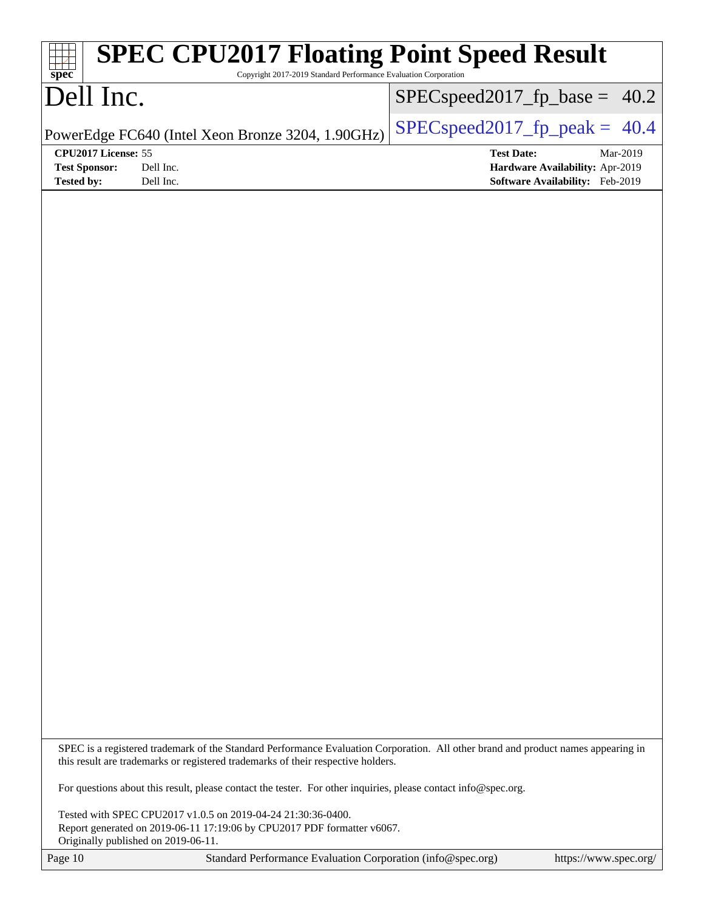SPEC is a registered trademark of the Standard Performance Evaluation Corporation. All other brand and product names appearing in this result are trademarks or registered trademarks of their respective holders.

For questions about this result, please contact the tester. For other inquiries, please contact info@spec.org.

Tested with SPEC CPU2017 v1.0.5 on 2019-04-24 21:30:36-0400.
Report generated on 2019-06-11 17:19:06 by CPU2017 PDF formatter v6067.
Originally published on 2019-06-11.